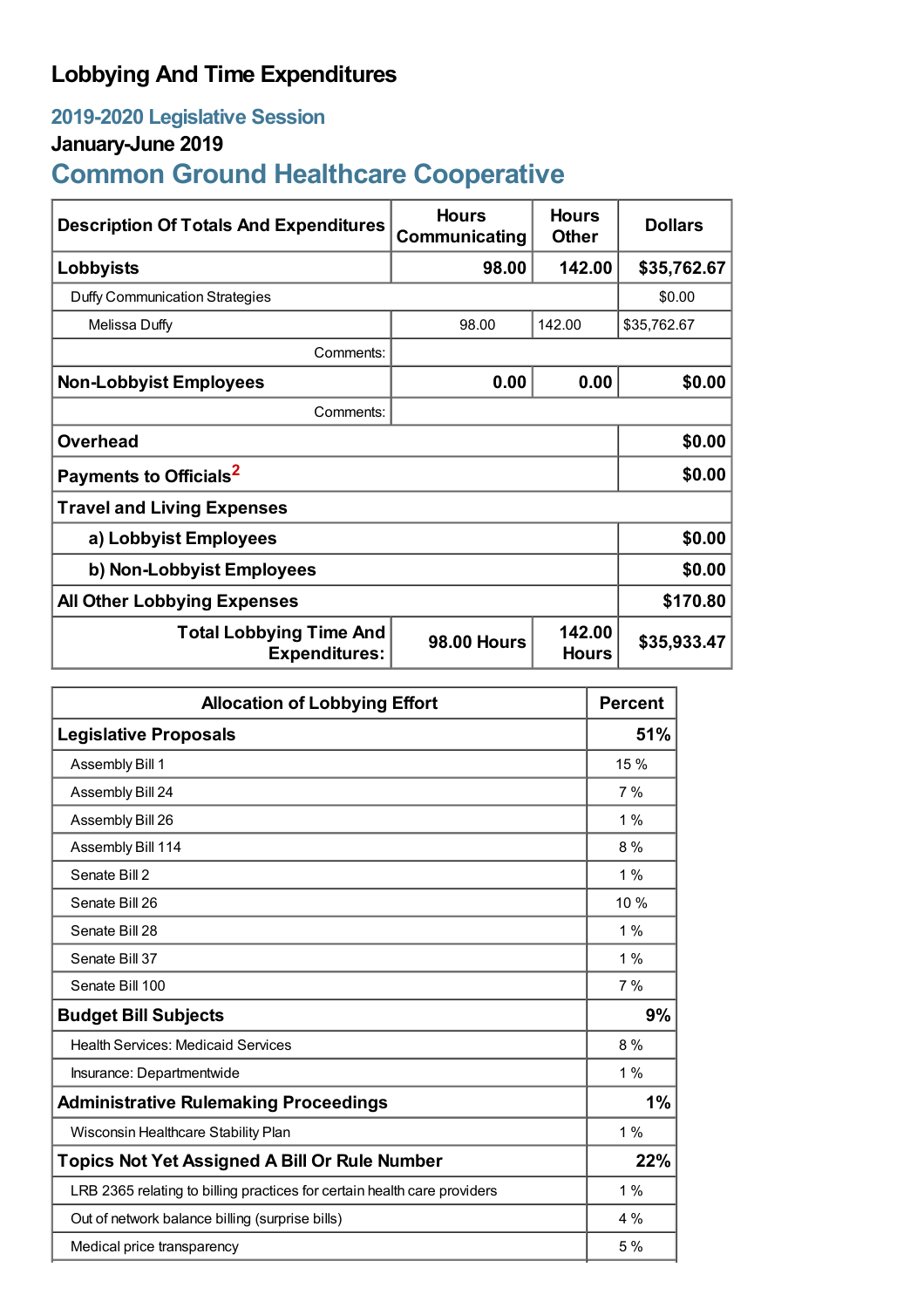# Lobbying And Time Expenditures

## 2019-2020 Legislative Session

### January-June 2019

## Common Ground Healthcare Cooperative

| Description Of Totals And Expenditures | Hours Communicating | Hours Other | Dollars |
|---|---|---|---|
| **Lobbyists** | **98.00** | **142.00** | **$35,762.67** |
| Duffy Communication Strategies | | | $0.00 |
| Melissa Duffy | 98.00 | 142.00 | $35,762.67 |
| Comments: | | | |
| **Non-Lobbyist Employees** | **0.00** | **0.00** | **$0.00** |
| Comments: | | | |
| **Overhead** | | | **$0.00** |
| **Payments to Officials**[2] | | | **$0.00** |
| **Travel and Living Expenses** | | | |
| **a) Lobbyist Employees** | | | **$0.00** |
| **b) Non-Lobbyist Employees** | | | **$0.00** |
| **All Other Lobbying Expenses** | | | **$170.80** |
| **Total Lobbying Time And Expenditures:** | **98.00 Hours** | **142.00 Hours** | **$35,933.47** |

| Allocation of Lobbying Effort | Percent |
|---|---|
| **Legislative Proposals** | **51%** |
| Assembly Bill 1 | 15 % |
| Assembly Bill 24 | 7 % |
| Assembly Bill 26 | 1 % |
| Assembly Bill 114 | 8 % |
| Senate Bill 2 | 1 % |
| Senate Bill 26 | 10 % |
| Senate Bill 28 | 1 % |
| Senate Bill 37 | 1 % |
| Senate Bill 100 | 7 % |
| **Budget Bill Subjects** | **9%** |
| Health Services: Medicaid Services | 8 % |
| Insurance: Departmentwide | 1 % |
| **Administrative Rulemaking Proceedings** | **1%** |
| Wisconsin Healthcare Stability Plan | 1 % |
| **Topics Not Yet Assigned A Bill Or Rule Number** | **22%** |
| LRB 2365 relating to billing practices for certain health care providers | 1 % |
| Out of network balance billing (surprise bills) | 4 % |
| Medical price transparency | 5 % |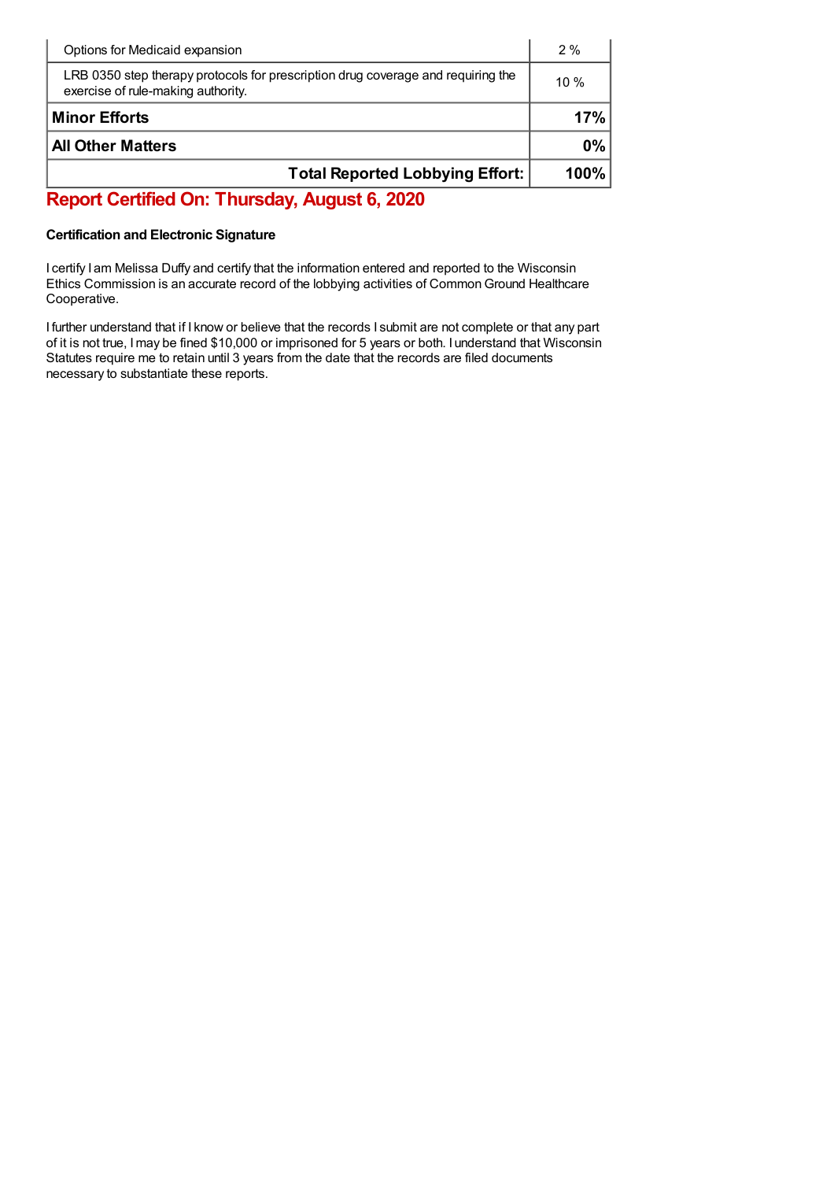| | |
|---|---|
| Options for Medicaid expansion | 2 % |
| LRB 0350 step therapy protocols for prescription drug coverage and requiring the exercise of rule-making authority. | 10 % |
| **Minor Efforts** | **17%** |
| **All Other Matters** | **0%** |
| **Total Reported Lobbying Effort:** | **100%** |

## Report Certified On: Thursday, August 6, 2020

**Certification and Electronic Signature**

I certify I am Melissa Duffy and certify that the information entered and reported to the Wisconsin Ethics Commission is an accurate record of the lobbying activities of Common Ground Healthcare Cooperative.

I further understand that if I know or believe that the records I submit are not complete or that any part of it is not true, I may be fined $10,000 or imprisoned for 5 years or both. I understand that Wisconsin Statutes require me to retain until 3 years from the date that the records are filed documents necessary to substantiate these reports.